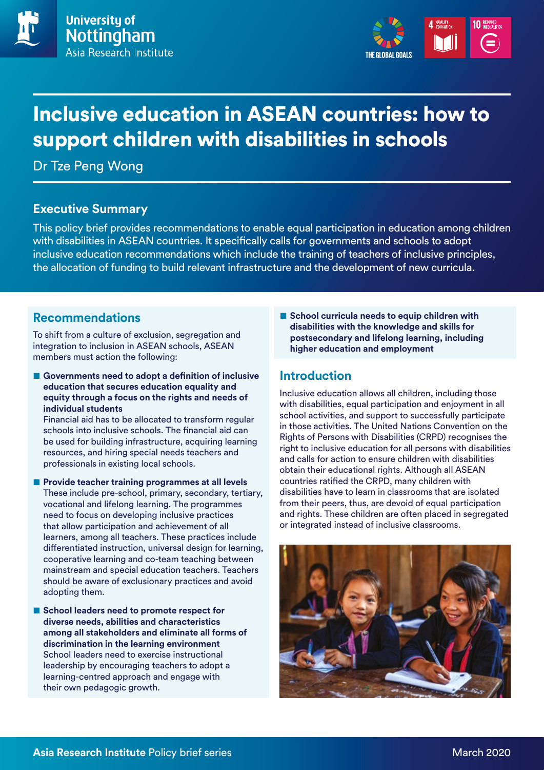University of Nottingham
Asia Research Institute

# Inclusive education in ASEAN countries: how to support children with disabilities in schools

Dr Tze Peng Wong

## Executive Summary

This policy brief provides recommendations to enable equal participation in education among children with disabilities in ASEAN countries. It specifically calls for governments and schools to adopt inclusive education recommendations which include the training of teachers of inclusive principles, the allocation of funding to build relevant infrastructure and the development of new curricula.

## Recommendations

To shift from a culture of exclusion, segregation and integration to inclusion in ASEAN schools, ASEAN members must action the following:

- **Governments need to adopt a definition of inclusive education that secures education equality and equity through a focus on the rights and needs of individual students**
  Financial aid has to be allocated to transform regular schools into inclusive schools. The financial aid can be used for building infrastructure, acquiring learning resources, and hiring special needs teachers and professionals in existing local schools.

- **Provide teacher training programmes at all levels**
  These include pre-school, primary, secondary, tertiary, vocational and lifelong learning. The programmes need to focus on developing inclusive practices that allow participation and achievement of all learners, among all teachers. These practices include differentiated instruction, universal design for learning, cooperative learning and co-team teaching between mainstream and special education teachers. Teachers should be aware of exclusionary practices and avoid adopting them.

- **School leaders need to promote respect for diverse needs, abilities and characteristics among all stakeholders and eliminate all forms of discrimination in the learning environment**
  School leaders need to exercise instructional leadership by encouraging teachers to adopt a learning-centred approach and engage with their own pedagogic growth.

- **School curricula needs to equip children with disabilities with the knowledge and skills for postsecondary and lifelong learning, including higher education and employment**

## Introduction

Inclusive education allows all children, including those with disabilities, equal participation and enjoyment in all school activities, and support to successfully participate in those activities. The United Nations Convention on the Rights of Persons with Disabilities (CRPD) recognises the right to inclusive education for all persons with disabilities and calls for action to ensure children with disabilities obtain their educational rights. Although all ASEAN countries ratified the CRPD, many children with disabilities have to learn in classrooms that are isolated from their peers, thus, are devoid of equal participation and rights. These children are often placed in segregated or integrated instead of inclusive classrooms.

Asia Research Institute Policy brief series — March 2020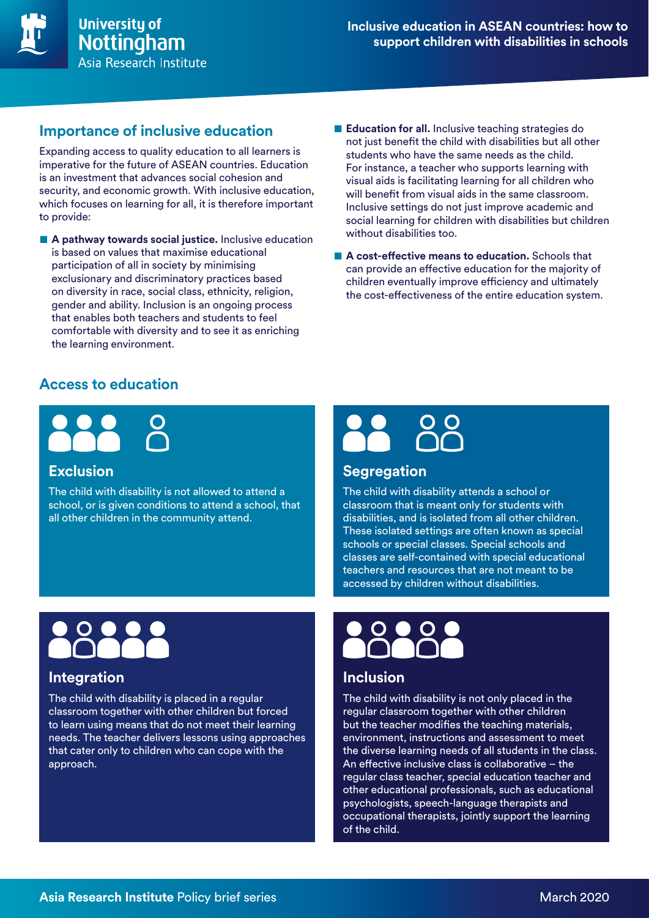## Importance of inclusive education

Expanding access to quality education to all learners is imperative for the future of ASEAN countries. Education is an investment that advances social cohesion and security, and economic growth. With inclusive education, which focuses on learning for all, it is therefore important to provide:

- **A pathway towards social justice.** Inclusive education is based on values that maximise educational participation of all in society by minimising exclusionary and discriminatory practices based on diversity in race, social class, ethnicity, religion, gender and ability. Inclusion is an ongoing process that enables both teachers and students to feel comfortable with diversity and to see it as enriching the learning environment.
- **Education for all.** Inclusive teaching strategies do not just benefit the child with disabilities but all other students who have the same needs as the child. For instance, a teacher who supports learning with visual aids is facilitating learning for all children who will benefit from visual aids in the same classroom. Inclusive settings do not just improve academic and social learning for children with disabilities but children without disabilities too.
- **A cost-effective means to education.** Schools that can provide an effective education for the majority of children eventually improve efficiency and ultimately the cost-effectiveness of the entire education system.

## Access to education

### Exclusion

The child with disability is not allowed to attend a school, or is given conditions to attend a school, that all other children in the community attend.

### Segregation

The child with disability attends a school or classroom that is meant only for students with disabilities, and is isolated from all other children. These isolated settings are often known as special schools or special classes. Special schools and classes are self-contained with special educational teachers and resources that are not meant to be accessed by children without disabilities.

### Integration

The child with disability is placed in a regular classroom together with other children but forced to learn using means that do not meet their learning needs. The teacher delivers lessons using approaches that cater only to children who can cope with the approach.

### Inclusion

The child with disability is not only placed in the regular classroom together with other children but the teacher modifies the teaching materials, environment, instructions and assessment to meet the diverse learning needs of all students in the class. An effective inclusive class is collaborative – the regular class teacher, special education teacher and other educational professionals, such as educational psychologists, speech-language therapists and occupational therapists, jointly support the learning of the child.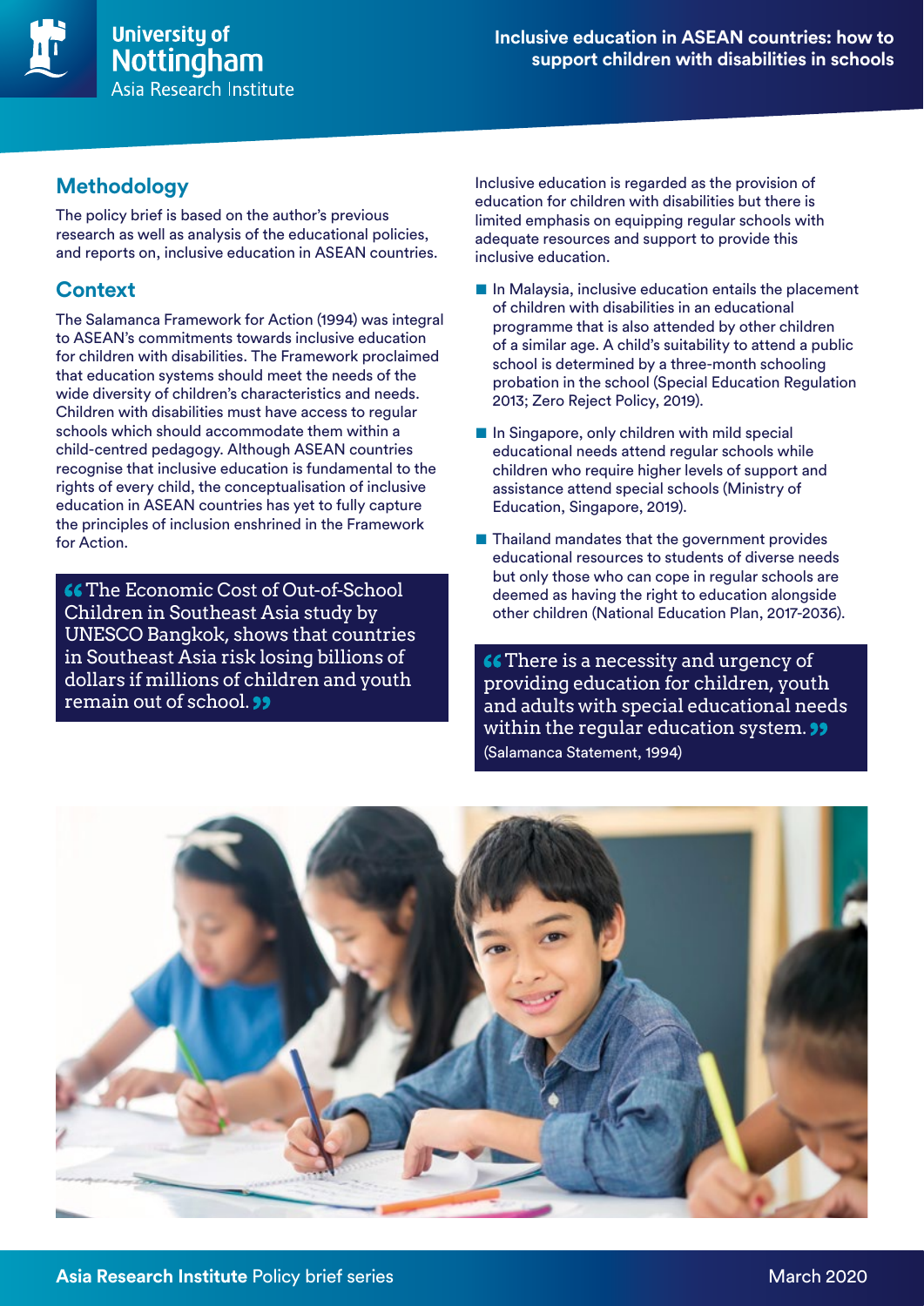## Methodology

The policy brief is based on the author's previous research as well as analysis of the educational policies, and reports on, inclusive education in ASEAN countries.

## Context

The Salamanca Framework for Action (1994) was integral to ASEAN's commitments towards inclusive education for children with disabilities. The Framework proclaimed that education systems should meet the needs of the wide diversity of children's characteristics and needs. Children with disabilities must have access to regular schools which should accommodate them within a child-centred pedagogy. Although ASEAN countries recognise that inclusive education is fundamental to the rights of every child, the conceptualisation of inclusive education in ASEAN countries has yet to fully capture the principles of inclusion enshrined in the Framework for Action.

> "The Economic Cost of Out-of-School Children in Southeast Asia study by UNESCO Bangkok, shows that countries in Southeast Asia risk losing billions of dollars if millions of children and youth remain out of school."

Inclusive education is regarded as the provision of education for children with disabilities but there is limited emphasis on equipping regular schools with adequate resources and support to provide this inclusive education.

- In Malaysia, inclusive education entails the placement of children with disabilities in an educational programme that is also attended by other children of a similar age. A child's suitability to attend a public school is determined by a three-month schooling probation in the school (Special Education Regulation 2013; Zero Reject Policy, 2019).
- In Singapore, only children with mild special educational needs attend regular schools while children who require higher levels of support and assistance attend special schools (Ministry of Education, Singapore, 2019).
- Thailand mandates that the government provides educational resources to students of diverse needs but only those who can cope in regular schools are deemed as having the right to education alongside other children (National Education Plan, 2017-2036).

> "There is a necessity and urgency of providing education for children, youth and adults with special educational needs within the regular education system."
> (Salamanca Statement, 1994)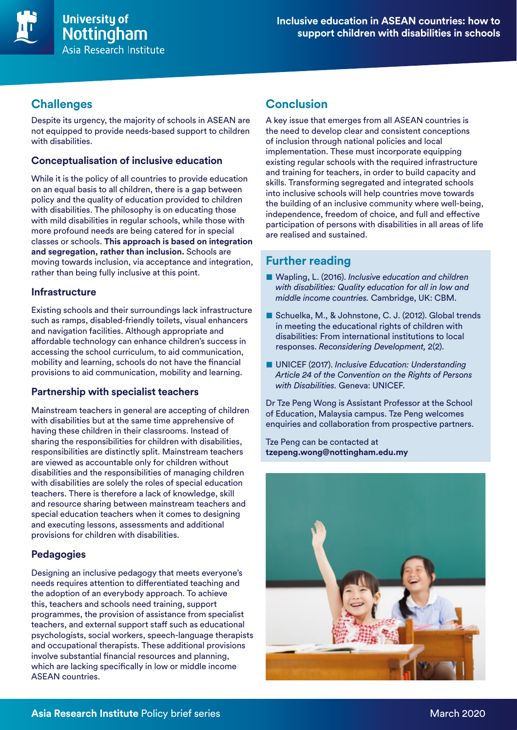## Challenges

Despite its urgency, the majority of schools in ASEAN are not equipped to provide needs-based support to children with disabilities.

### Conceptualisation of inclusive education

While it is the policy of all countries to provide education on an equal basis to all children, there is a gap between policy and the quality of education provided to children with disabilities. The philosophy is on educating those with mild disabilities in regular schools, while those with more profound needs are being catered for in special classes or schools. **This approach is based on integration and segregation, rather than inclusion.** Schools are moving towards inclusion, via acceptance and integration, rather than being fully inclusive at this point.

### Infrastructure

Existing schools and their surroundings lack infrastructure such as ramps, disabled-friendly toilets, visual enhancers and navigation facilities. Although appropriate and affordable technology can enhance children's success in accessing the school curriculum, to aid communication, mobility and learning, schools do not have the financial provisions to aid communication, mobility and learning.

### Partnership with specialist teachers

Mainstream teachers in general are accepting of children with disabilities but at the same time apprehensive of having these children in their classrooms. Instead of sharing the responsibilities for children with disabilities, responsibilities are distinctly split. Mainstream teachers are viewed as accountable only for children without disabilities and the responsibilities of managing children with disabilities are solely the roles of special education teachers. There is therefore a lack of knowledge, skill and resource sharing between mainstream teachers and special education teachers when it comes to designing and executing lessons, assessments and additional provisions for children with disabilities.

### Pedagogies

Designing an inclusive pedagogy that meets everyone's needs requires attention to differentiated teaching and the adoption of an everybody approach. To achieve this, teachers and schools need training, support programmes, the provision of assistance from specialist teachers, and external support staff such as educational psychologists, social workers, speech-language therapists and occupational therapists. These additional provisions involve substantial financial resources and planning, which are lacking specifically in low or middle income ASEAN countries.

## Conclusion

A key issue that emerges from all ASEAN countries is the need to develop clear and consistent conceptions of inclusion through national policies and local implementation. These must incorporate equipping existing regular schools with the required infrastructure and training for teachers, in order to build capacity and skills. Transforming segregated and integrated schools into inclusive schools will help countries move towards the building of an inclusive community where well-being, independence, freedom of choice, and full and effective participation of persons with disabilities in all areas of life are realised and sustained.

## Further reading

- Wapling, L. (2016). *Inclusive education and children with disabilities: Quality education for all in low and middle income countries.* Cambridge, UK: CBM.
- Schuelka, M., & Johnstone, C. J. (2012). Global trends in meeting the educational rights of children with disabilities: From international institutions to local responses. *Reconsidering Development,* 2(2).
- UNICEF (2017). *Inclusive Education: Understanding Article 24 of the Convention on the Rights of Persons with Disabilities.* Geneva: UNICEF.

Dr Tze Peng Wong is Assistant Professor at the School of Education, Malaysia campus. Tze Peng welcomes enquiries and collaboration from prospective partners.

Tze Peng can be contacted at **tzepeng.wong@nottingham.edu.my**